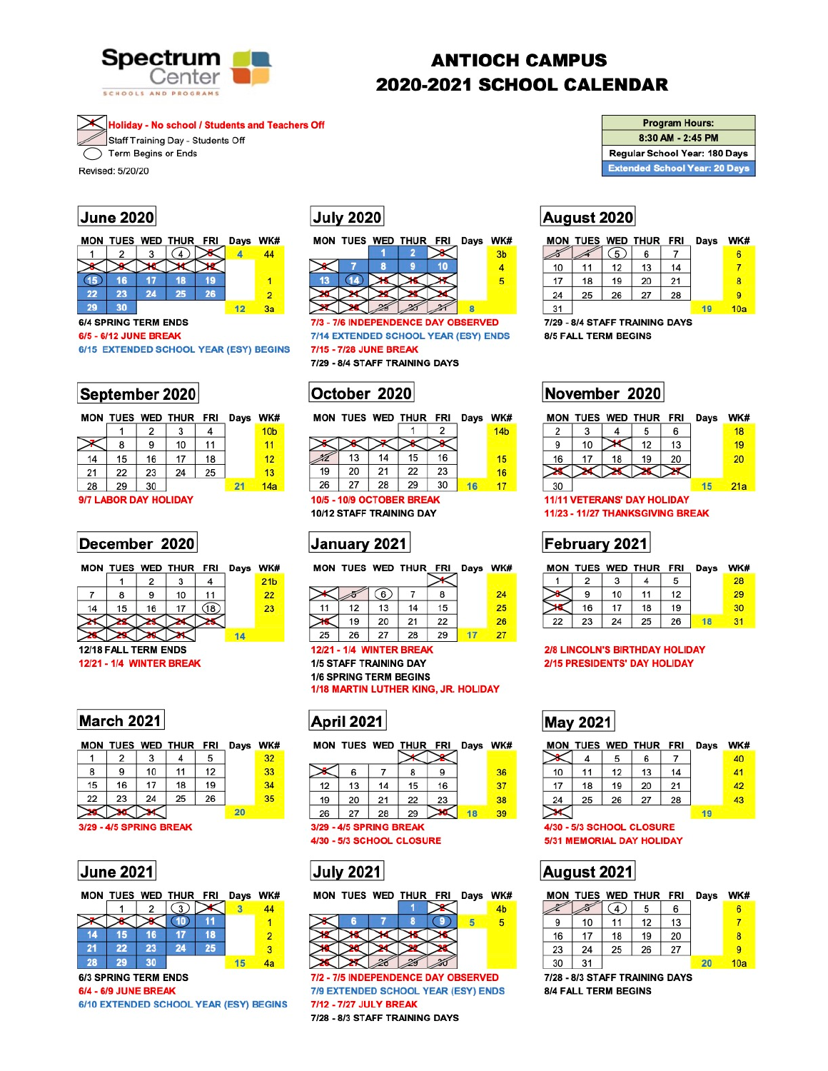# Spectrum Center Schools and Programs

# ANTIOCH CAMPUS 2020-2021 SCHOOL CALENDAR

- Holiday - No school / Students and Teachers Off
- Staff Training Day - Students Off
- Term Begins or Ends

Revised: 5/20/20

| Program Hours: |
|---|
| 8:30 AM - 2:45 PM |
| Regular School Year: 180 Days |
| Extended School Year: 20 Days |

## June 2020

| MON | TUES | WED | THUR | FRI | Days | WK# |
|---|---|---|---|---|---|---|
| 1 | 2 | 3 | 4 | 5 | 4 | 44 |
| 8 | 9 | 10 | 11 | 12 | | |
| 15 | 16 | 17 | 18 | 19 | | 1 |
| 22 | 23 | 24 | 25 | 26 | | 2 |
| 29 | 30 | | | | 12 | 3a |

6/4 SPRING TERM ENDS
6/5 - 6/12 JUNE BREAK
6/15 EXTENDED SCHOOL YEAR (ESY) BEGINS

## July 2020

| MON | TUES | WED | THUR | FRI | Days | WK# |
|---|---|---|---|---|---|---|
| | | 1 | 2 | 3 | | 3b |
| 6 | 7 | 8 | 9 | 10 | | 4 |
| 13 | 14 | 15 | 16 | 17 | | 5 |
| 20 | 21 | 22 | 23 | 24 | | |
| 27 | 28 | 29 | 30 | 31 | 8 | |

7/3 - 7/6 INDEPENDENCE DAY OBSERVED
7/14 EXTENDED SCHOOL YEAR (ESY) ENDS
7/15 - 7/28 JUNE BREAK
7/29 - 8/4 STAFF TRAINING DAYS

## August 2020

| MON | TUES | WED | THUR | FRI | Days | WK# |
|---|---|---|---|---|---|---|
| 3 | 4 | 5 | 6 | 7 | | 6 |
| 10 | 11 | 12 | 13 | 14 | | 7 |
| 17 | 18 | 19 | 20 | 21 | | 8 |
| 24 | 25 | 26 | 27 | 28 | | 9 |
| 31 | | | | | 19 | 10a |

7/29 - 8/4 STAFF TRAINING DAYS
8/5 FALL TERM BEGINS

## September 2020

| MON | TUES | WED | THUR | FRI | Days | WK# |
|---|---|---|---|---|---|---|
| | 1 | 2 | 3 | 4 | | 10b |
| 7 | 8 | 9 | 10 | 11 | | 11 |
| 14 | 15 | 16 | 17 | 18 | | 12 |
| 21 | 22 | 23 | 24 | 25 | | 13 |
| 28 | 29 | 30 | | | 21 | 14a |

9/7 LABOR DAY HOLIDAY

## October 2020

| MON | TUES | WED | THUR | FRI | Days | WK# |
|---|---|---|---|---|---|---|
| | | | 1 | 2 | | 14b |
| 5 | 6 | 7 | 8 | 9 | | |
| 12 | 13 | 14 | 15 | 16 | | 15 |
| 19 | 20 | 21 | 22 | 23 | | 16 |
| 26 | 27 | 28 | 29 | 30 | 16 | 17 |

10/5 - 10/9 OCTOBER BREAK
10/12 STAFF TRAINING DAY

## November 2020

| MON | TUES | WED | THUR | FRI | Days | WK# |
|---|---|---|---|---|---|---|
| 2 | 3 | 4 | 5 | 6 | | 18 |
| 9 | 10 | 11 | 12 | 13 | | 19 |
| 16 | 17 | 18 | 19 | 20 | | 20 |
| 23 | 24 | 25 | 26 | 27 | | |
| 30 | | | | | 15 | 21a |

11/11 VETERANS' DAY HOLIDAY
11/23 - 11/27 THANKSGIVING BREAK

## December 2020

| MON | TUES | WED | THUR | FRI | Days | WK# |
|---|---|---|---|---|---|---|
| | 1 | 2 | 3 | 4 | | 21b |
| 7 | 8 | 9 | 10 | 11 | | 22 |
| 14 | 15 | 16 | 17 | 18 | | 23 |
| 21 | 22 | 23 | 24 | 25 | | |
| 28 | 29 | 30 | 31 | | 14 | |

12/18 FALL TERM ENDS
12/21 - 1/4 WINTER BREAK

## January 2021

| MON | TUES | WED | THUR | FRI | Days | WK# |
|---|---|---|---|---|---|---|
| | | | | 1 | | |
| 4 | 5 | 6 | 7 | 8 | | 24 |
| 11 | 12 | 13 | 14 | 15 | | 25 |
| 18 | 19 | 20 | 21 | 22 | | 26 |
| 25 | 26 | 27 | 28 | 29 | 17 | 27 |

12/21 - 1/4 WINTER BREAK
1/5 STAFF TRAINING DAY
1/6 SPRING TERM BEGINS
1/18 MARTIN LUTHER KING, JR. HOLIDAY

## February 2021

| MON | TUES | WED | THUR | FRI | Days | WK# |
|---|---|---|---|---|---|---|
| 1 | 2 | 3 | 4 | 5 | | 28 |
| 8 | 9 | 10 | 11 | 12 | | 29 |
| 15 | 16 | 17 | 18 | 19 | | 30 |
| 22 | 23 | 24 | 25 | 26 | 18 | 31 |

2/8 LINCOLN'S BIRTHDAY HOLIDAY
2/15 PRESIDENTS' DAY HOLIDAY

## March 2021

| MON | TUES | WED | THUR | FRI | Days | WK# |
|---|---|---|---|---|---|---|
| 1 | 2 | 3 | 4 | 5 | | 32 |
| 8 | 9 | 10 | 11 | 12 | | 33 |
| 15 | 16 | 17 | 18 | 19 | | 34 |
| 22 | 23 | 24 | 25 | 26 | | 35 |
| 29 | 30 | 31 | | | 20 | |

3/29 - 4/5 SPRING BREAK

## April 2021

| MON | TUES | WED | THUR | FRI | Days | WK# |
|---|---|---|---|---|---|---|
| | | | 1 | 2 | | |
| 5 | 6 | 7 | 8 | 9 | | 36 |
| 12 | 13 | 14 | 15 | 16 | | 37 |
| 19 | 20 | 21 | 22 | 23 | | 38 |
| 26 | 27 | 28 | 29 | 30 | 18 | 39 |

3/29 - 4/5 SPRING BREAK
4/30 - 5/3 SCHOOL CLOSURE

## May 2021

| MON | TUES | WED | THUR | FRI | Days | WK# |
|---|---|---|---|---|---|---|
| 3 | 4 | 5 | 6 | 7 | | 40 |
| 10 | 11 | 12 | 13 | 14 | | 41 |
| 17 | 18 | 19 | 20 | 21 | | 42 |
| 24 | 25 | 26 | 27 | 28 | | 43 |
| 31 | | | | | 19 | |

4/30 - 5/3 SCHOOL CLOSURE
5/31 MEMORIAL DAY HOLIDAY

## June 2021

| MON | TUES | WED | THUR | FRI | Days | WK# |
|---|---|---|---|---|---|---|
| | 1 | 2 | 3 | 4 | 3 | 44 |
| 7 | 8 | 9 | 10 | 11 | | 1 |
| 14 | 15 | 16 | 17 | 18 | | 2 |
| 21 | 22 | 23 | 24 | 25 | | 3 |
| 28 | 29 | 30 | | | 15 | 4a |

6/3 SPRING TERM ENDS
6/4 - 6/9 JUNE BREAK
6/10 EXTENDED SCHOOL YEAR (ESY) BEGINS

## July 2021

| MON | TUES | WED | THUR | FRI | Days | WK# |
|---|---|---|---|---|---|---|
| | | | 1 | 2 | | 4b |
| 5 | 6 | 7 | 8 | 9 | 5 | 5 |
| 12 | 13 | 14 | 15 | 16 | | |
| 19 | 20 | 21 | 22 | 23 | | |
| 26 | 27 | 28 | 29 | 30 | | |

7/2 - 7/5 INDEPENDENCE DAY OBSERVED
7/9 EXTENDED SCHOOL YEAR (ESY) ENDS
7/12 - 7/27 JULY BREAK
7/28 - 8/3 STAFF TRAINING DAYS

## August 2021

| MON | TUES | WED | THUR | FRI | Days | WK# |
|---|---|---|---|---|---|---|
| 2 | 3 | 4 | 5 | 6 | | 6 |
| 9 | 10 | 11 | 12 | 13 | | 7 |
| 16 | 17 | 18 | 19 | 20 | | 8 |
| 23 | 24 | 25 | 26 | 27 | | 9 |
| 30 | 31 | | | | 20 | 10a |

7/28 - 8/3 STAFF TRAINING DAYS
8/4 FALL TERM BEGINS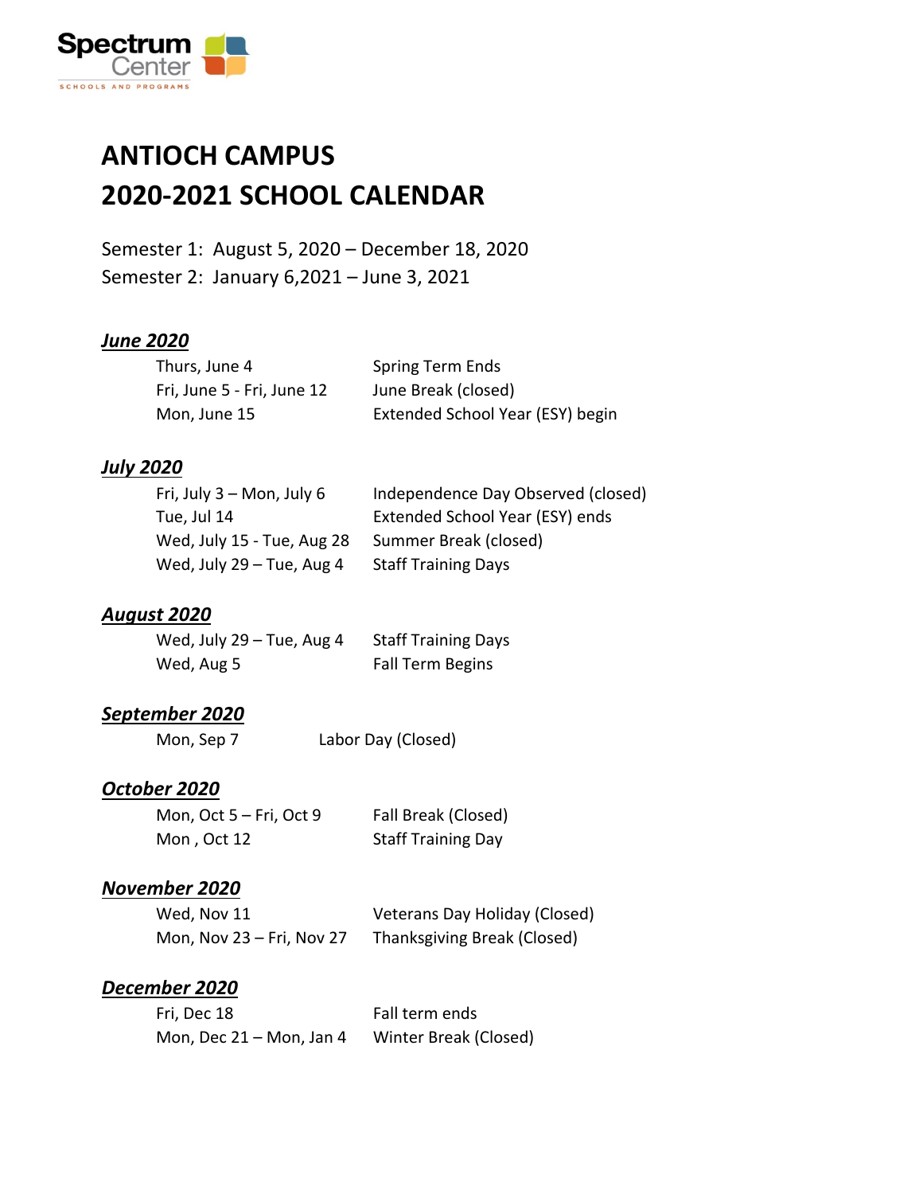Spectrum Center
SCHOOLS AND PROGRAMS

# ANTIOCH CAMPUS
# 2020-2021 SCHOOL CALENDAR

Semester 1: August 5, 2020 – December 18, 2020
Semester 2: January 6,2021 – June 3, 2021

### ***June 2020***

| | |
|---|---|
| Thurs, June 4 | Spring Term Ends |
| Fri, June 5 - Fri, June 12 | June Break (closed) |
| Mon, June 15 | Extended School Year (ESY) begin |

### ***July 2020***

| | |
|---|---|
| Fri, July 3 – Mon, July 6 | Independence Day Observed (closed) |
| Tue, Jul 14 | Extended School Year (ESY) ends |
| Wed, July 15 - Tue, Aug 28 | Summer Break (closed) |
| Wed, July 29 – Tue, Aug 4 | Staff Training Days |

### ***August 2020***

| | |
|---|---|
| Wed, July 29 – Tue, Aug 4 | Staff Training Days |
| Wed, Aug 5 | Fall Term Begins |

### ***September 2020***

| | |
|---|---|
| Mon, Sep 7 | Labor Day (Closed) |

### ***October 2020***

| | |
|---|---|
| Mon, Oct 5 – Fri, Oct 9 | Fall Break (Closed) |
| Mon , Oct 12 | Staff Training Day |

### ***November 2020***

| | |
|---|---|
| Wed, Nov 11 | Veterans Day Holiday (Closed) |
| Mon, Nov 23 – Fri, Nov 27 | Thanksgiving Break (Closed) |

### ***December 2020***

| | |
|---|---|
| Fri, Dec 18 | Fall term ends |
| Mon, Dec 21 – Mon, Jan 4 | Winter Break (Closed) |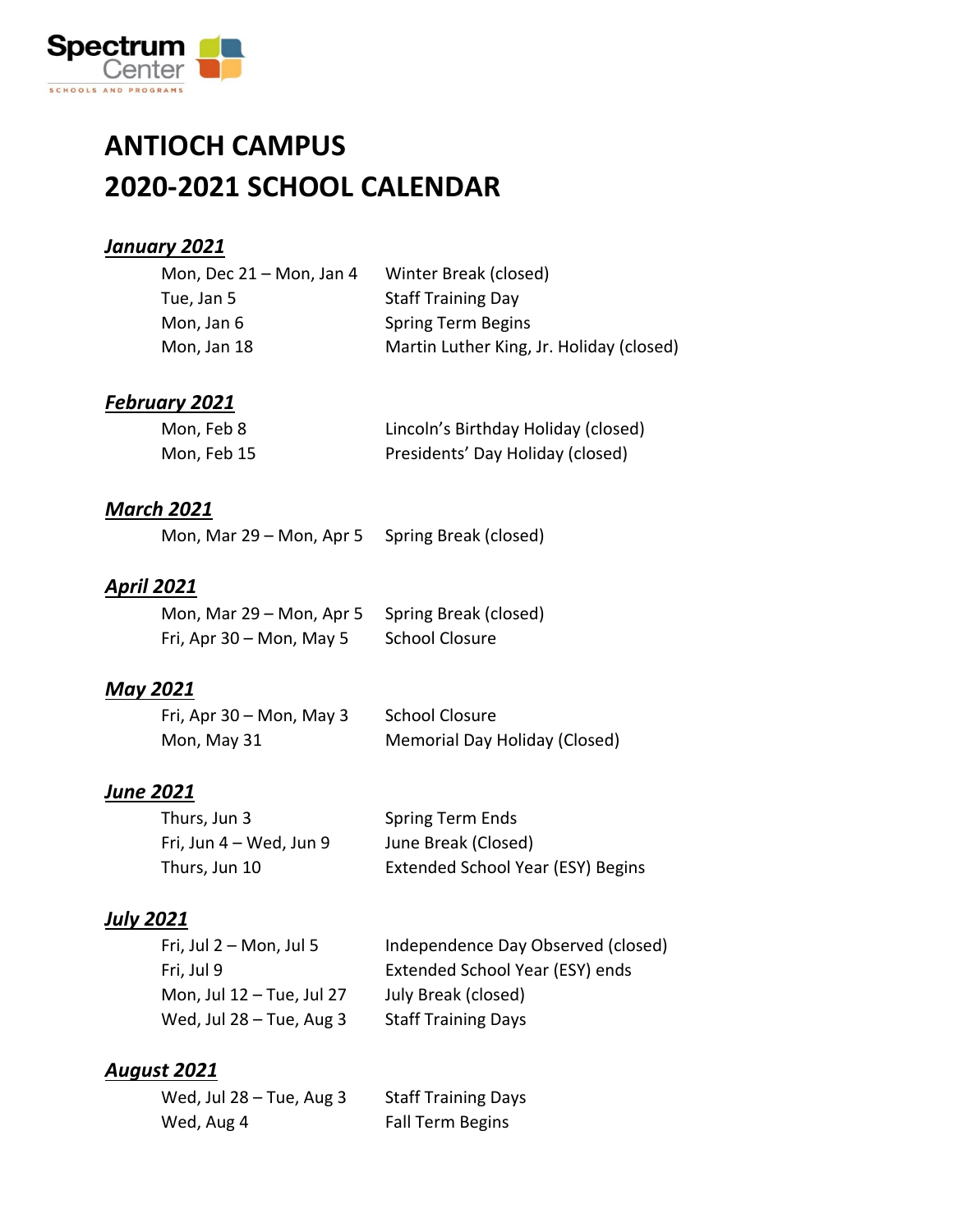Spectrum Center
SCHOOLS AND PROGRAMS

# ANTIOCH CAMPUS
# 2020-2021 SCHOOL CALENDAR

## *January 2021*

| | |
|---|---|
| Mon, Dec 21 – Mon, Jan 4 | Winter Break (closed) |
| Tue, Jan 5 | Staff Training Day |
| Mon, Jan 6 | Spring Term Begins |
| Mon, Jan 18 | Martin Luther King, Jr. Holiday (closed) |

## *February 2021*

| | |
|---|---|
| Mon, Feb 8 | Lincoln's Birthday Holiday (closed) |
| Mon, Feb 15 | Presidents' Day Holiday (closed) |

## *March 2021*

| | |
|---|---|
| Mon, Mar 29 – Mon, Apr 5 | Spring Break (closed) |

## *April 2021*

| | |
|---|---|
| Mon, Mar 29 – Mon, Apr 5 | Spring Break (closed) |
| Fri, Apr 30 – Mon, May 5 | School Closure |

## *May 2021*

| | |
|---|---|
| Fri, Apr 30 – Mon, May 3 | School Closure |
| Mon, May 31 | Memorial Day Holiday (Closed) |

## *June 2021*

| | |
|---|---|
| Thurs, Jun 3 | Spring Term Ends |
| Fri, Jun 4 – Wed, Jun 9 | June Break (Closed) |
| Thurs, Jun 10 | Extended School Year (ESY) Begins |

## *July 2021*

| | |
|---|---|
| Fri, Jul 2 – Mon, Jul 5 | Independence Day Observed (closed) |
| Fri, Jul 9 | Extended School Year (ESY) ends |
| Mon, Jul 12 – Tue, Jul 27 | July Break (closed) |
| Wed, Jul 28 – Tue, Aug 3 | Staff Training Days |

## *August 2021*

| | |
|---|---|
| Wed, Jul 28 – Tue, Aug 3 | Staff Training Days |
| Wed, Aug 4 | Fall Term Begins |